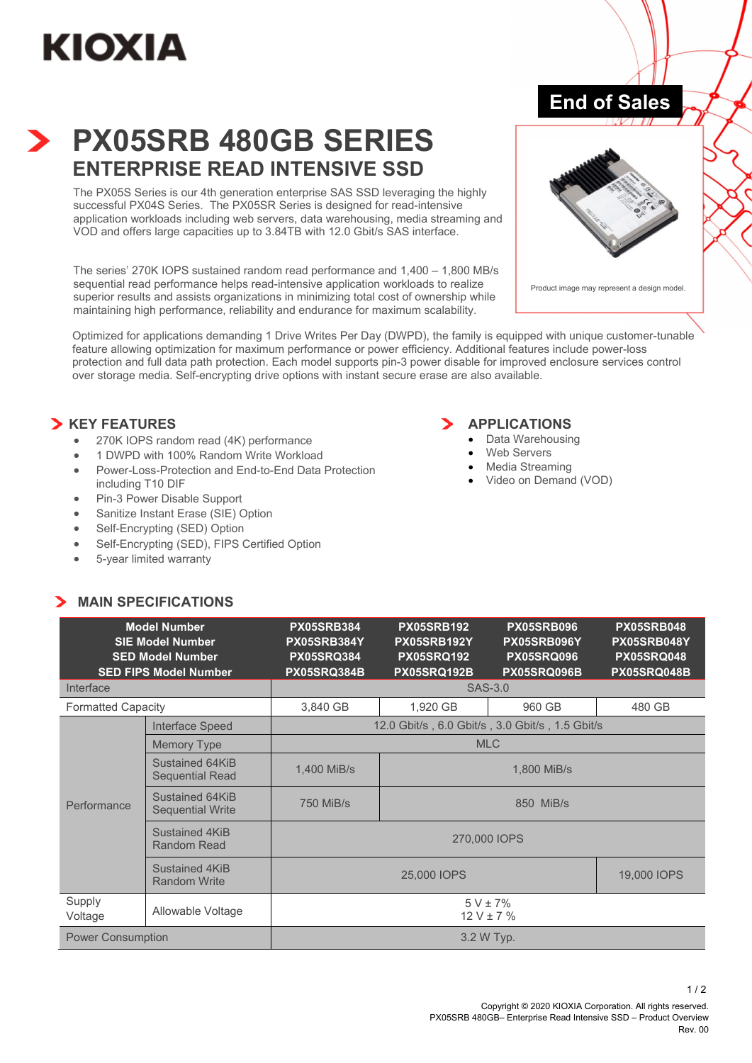KIOXIA

End of Sales

# PX05SRB 480GB SERIES

## ENTERPRISE READ INTENSIVE SSD

The PX05S Series is our 4th generation enterprise SAS SSD leveraging the highly successful PX04S Series. The PX05SR Series is designed for read-intensive application workloads including web servers, data warehousing, media streaming and VOD and offers large capacities up to 3.84TB with 12.0 Gbit/s SAS interface.

The series' 270K IOPS sustained random read performance and 1,400 – 1,800 MB/s sequential read performance helps read-intensive application workloads to realize superior results and assists organizations in minimizing total cost of ownership while maintaining high performance, reliability and endurance for maximum scalability.

Product image may represent a design model.

Optimized for applications demanding 1 Drive Writes Per Day (DWPD), the family is equipped with unique customer-tunable feature allowing optimization for maximum performance or power efficiency. Additional features include power-loss protection and full data path protection. Each model supports pin-3 power disable for improved enclosure services control over storage media. Self-encrypting drive options with instant secure erase are also available.

## KEY FEATURES

- 270K IOPS random read (4K) performance
- 1 DWPD with 100% Random Write Workload
- Power-Loss-Protection and End-to-End Data Protection including T10 DIF
- Pin-3 Power Disable Support
- Sanitize Instant Erase (SIE) Option
- Self-Encrypting (SED) Option
- Self-Encrypting (SED), FIPS Certified Option
- 5-year limited warranty

## APPLICATIONS

- Data Warehousing
- Web Servers
- Media Streaming
- Video on Demand (VOD)

## MAIN SPECIFICATIONS

| Model Number<br>SIE Model Number<br>SED Model Number<br>SED FIPS Model Number | | PX05SRB384<br>PX05SRB384Y<br>PX05SRQ384<br>PX05SRQ384B | PX05SRB192<br>PX05SRB192Y<br>PX05SRQ192<br>PX05SRQ192B | PX05SRB096<br>PX05SRB096Y<br>PX05SRQ096<br>PX05SRQ096B | PX05SRB048<br>PX05SRB048Y<br>PX05SRQ048<br>PX05SRQ048B |
|---|---|---|---|---|---|
| Interface | | SAS-3.0 | | | |
| Formatted Capacity | | 3,840 GB | 1,920 GB | 960 GB | 480 GB |
| Performance | Interface Speed | 12.0 Gbit/s , 6.0 Gbit/s , 3.0 Gbit/s , 1.5 Gbit/s | | | |
| | Memory Type | MLC | | | |
| | Sustained 64KiB Sequential Read | 1,400 MiB/s | 1,800 MiB/s | | |
| | Sustained 64KiB Sequential Write | 750 MiB/s | 850 MiB/s | | |
| | Sustained 4KiB Random Read | 270,000 IOPS | | | |
| | Sustained 4KiB Random Write | 25,000 IOPS | | | 19,000 IOPS |
| Supply Voltage | Allowable Voltage | 5 V ± 7%<br>12 V ± 7 % | | | |
| Power Consumption | | 3.2 W Typ. | | | |

Copyright © 2020 KIOXIA Corporation. All rights reserved.
PX05SRB 480GB– Enterprise Read Intensive SSD – Product Overview
Rev. 00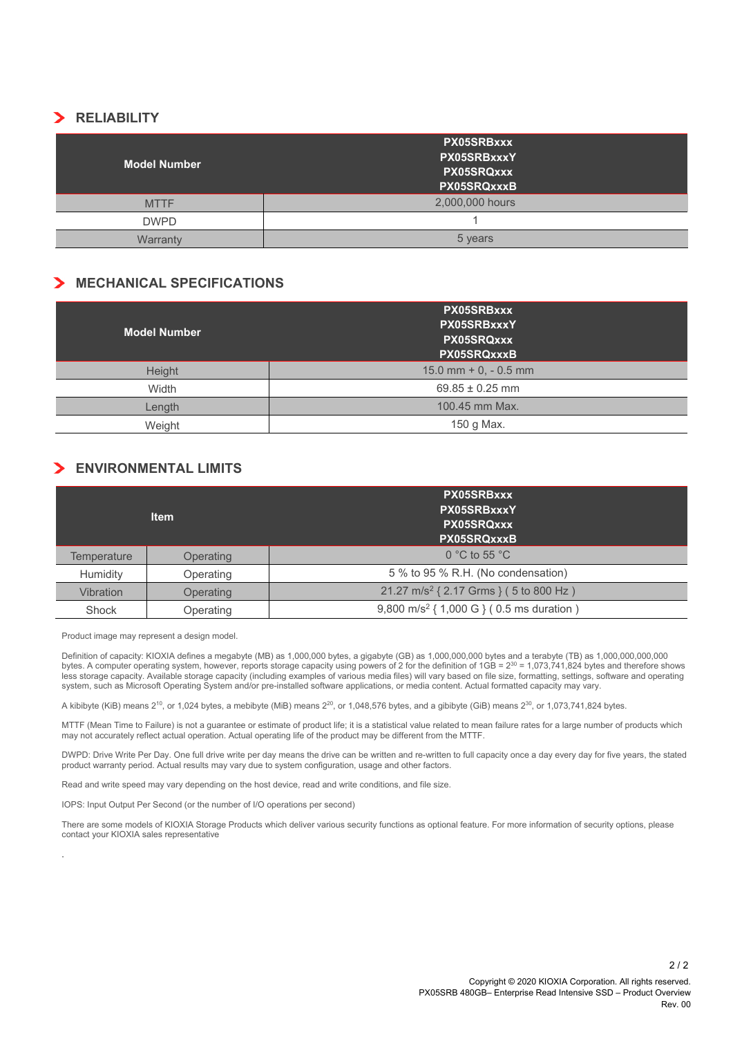## RELIABILITY

| Model Number | PX05SRBxxx<br>PX05SRBxxxY<br>PX05SRQxxx<br>PX05SRQxxxB |
|---|---|
| MTTF | 2,000,000 hours |
| DWPD | 1 |
| Warranty | 5 years |

## MECHANICAL SPECIFICATIONS

| Model Number | PX05SRBxxx<br>PX05SRBxxxY<br>PX05SRQxxx<br>PX05SRQxxxB |
|---|---|
| Height | 15.0 mm + 0, - 0.5 mm |
| Width | 69.85 ± 0.25 mm |
| Length | 100.45 mm Max. |
| Weight | 150 g Max. |

## ENVIRONMENTAL LIMITS

| Item | | PX05SRBxxx<br>PX05SRBxxxY<br>PX05SRQxxx<br>PX05SRQxxxB |
|---|---|---|
| Temperature | Operating | 0 °C to 55 °C |
| Humidity | Operating | 5 % to 95 % R.H. (No condensation) |
| Vibration | Operating | 21.27 $m/s^2$ { 2.17 Grms } ( 5 to 800 Hz ) |
| Shock | Operating | 9,800 $m/s^2$ { 1,000 G } ( 0.5 ms duration ) |

Product image may represent a design model.

Definition of capacity: KIOXIA defines a megabyte (MB) as 1,000,000 bytes, a gigabyte (GB) as 1,000,000,000 bytes and a terabyte (TB) as 1,000,000,000,000 bytes. A computer operating system, however, reports storage capacity using powers of 2 for the definition of 1GB = $2^{30}$ = 1,073,741,824 bytes and therefore shows less storage capacity. Available storage capacity (including examples of various media files) will vary based on file size, formatting, settings, software and operating system, such as Microsoft Operating System and/or pre-installed software applications, or media content. Actual formatted capacity may vary.

A kibibyte (KiB) means $2^{10}$, or 1,024 bytes, a mebibyte (MiB) means $2^{20}$, or 1,048,576 bytes, and a gibibyte (GiB) means $2^{30}$, or 1,073,741,824 bytes.

MTTF (Mean Time to Failure) is not a guarantee or estimate of product life; it is a statistical value related to mean failure rates for a large number of products which may not accurately reflect actual operation. Actual operating life of the product may be different from the MTTF.

DWPD: Drive Write Per Day. One full drive write per day means the drive can be written and re-written to full capacity once a day every day for five years, the stated product warranty period. Actual results may vary due to system configuration, usage and other factors.

Read and write speed may vary depending on the host device, read and write conditions, and file size.

IOPS: Input Output Per Second (or the number of I/O operations per second)

There are some models of KIOXIA Storage Products which deliver various security functions as optional feature. For more information of security options, please contact your KIOXIA sales representative

Copyright © 2020 KIOXIA Corporation. All rights reserved.
PX05SRB 480GB– Enterprise Read Intensive SSD – Product Overview
Rev. 00